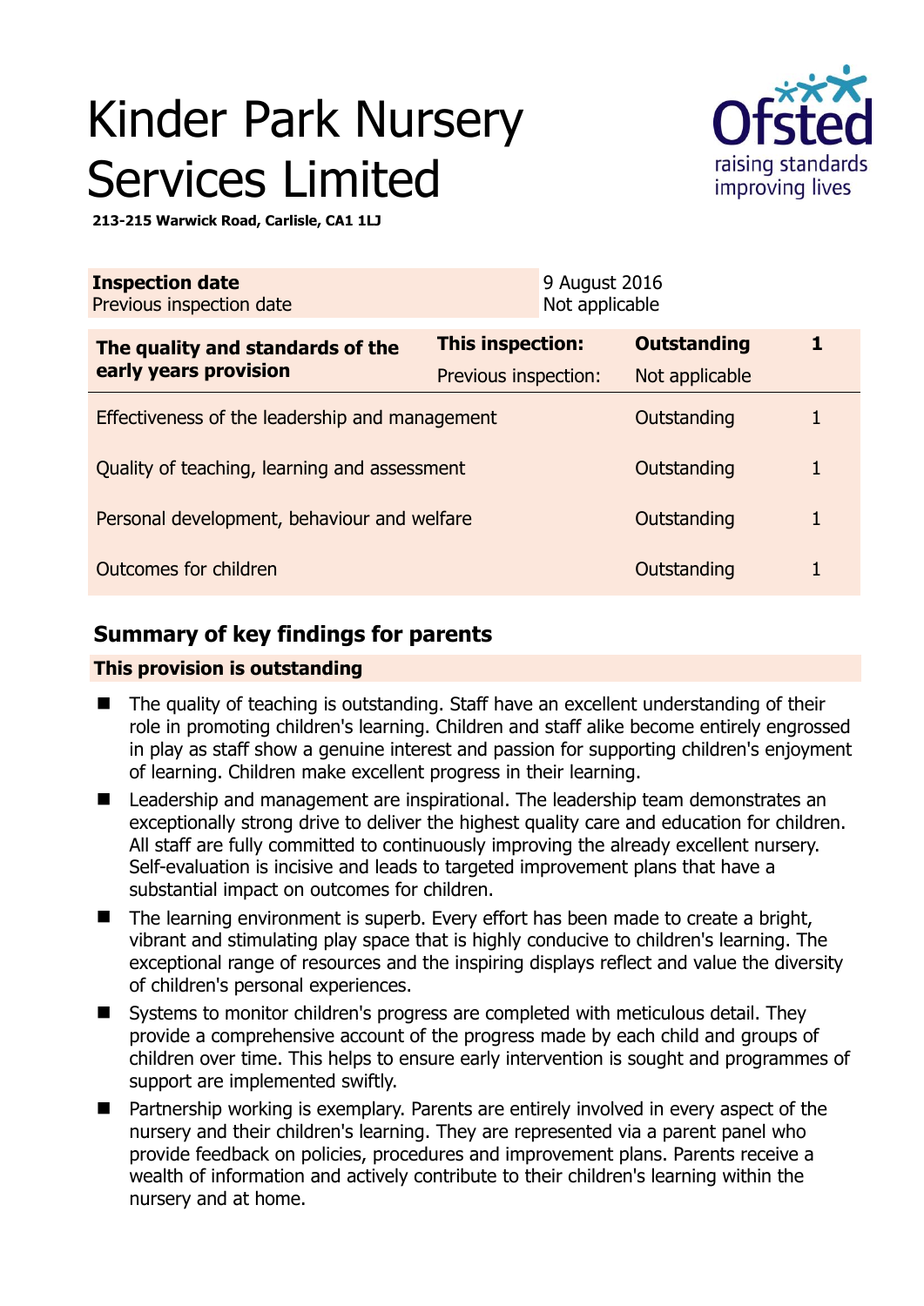# Kinder Park Nursery Services Limited

**213-215 Warwick Road, Carlisle, CA1 1LJ**

| **Inspection date** | 9 August 2016 |
|---|---|
| Previous inspection date | Not applicable |

| **The quality and standards of the early years provision** | **This inspection:** | **Outstanding** | **1** |
|---|---|---|---|
| | Previous inspection: | Not applicable | |
| Effectiveness of the leadership and management | | Outstanding | 1 |
| Quality of teaching, learning and assessment | | Outstanding | 1 |
| Personal development, behaviour and welfare | | Outstanding | 1 |
| Outcomes for children | | Outstanding | 1 |

## Summary of key findings for parents

**This provision is outstanding**

- The quality of teaching is outstanding. Staff have an excellent understanding of their role in promoting children's learning. Children and staff alike become entirely engrossed in play as staff show a genuine interest and passion for supporting children's enjoyment of learning. Children make excellent progress in their learning.
- Leadership and management are inspirational. The leadership team demonstrates an exceptionally strong drive to deliver the highest quality care and education for children. All staff are fully committed to continuously improving the already excellent nursery. Self-evaluation is incisive and leads to targeted improvement plans that have a substantial impact on outcomes for children.
- The learning environment is superb. Every effort has been made to create a bright, vibrant and stimulating play space that is highly conducive to children's learning. The exceptional range of resources and the inspiring displays reflect and value the diversity of children's personal experiences.
- Systems to monitor children's progress are completed with meticulous detail. They provide a comprehensive account of the progress made by each child and groups of children over time. This helps to ensure early intervention is sought and programmes of support are implemented swiftly.
- Partnership working is exemplary. Parents are entirely involved in every aspect of the nursery and their children's learning. They are represented via a parent panel who provide feedback on policies, procedures and improvement plans. Parents receive a wealth of information and actively contribute to their children's learning within the nursery and at home.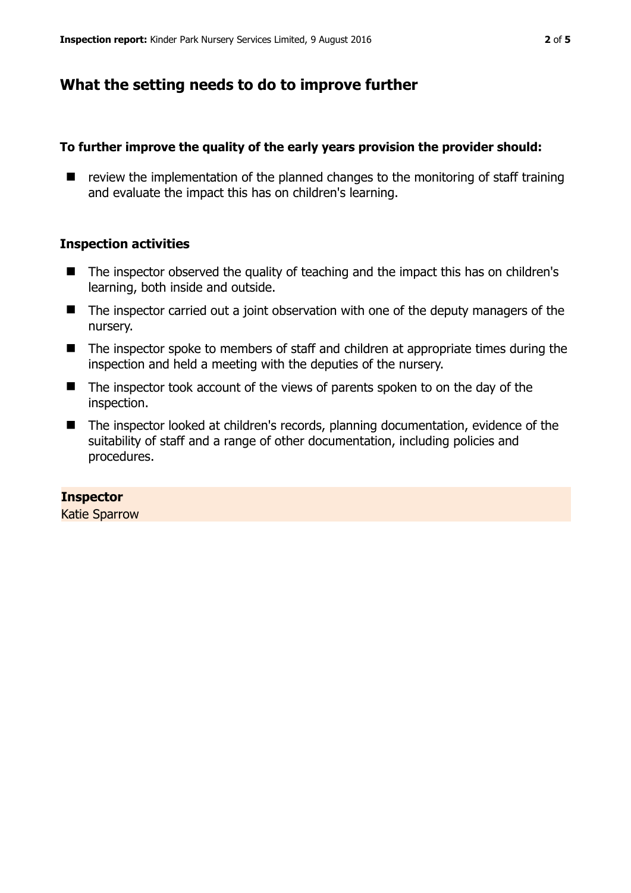## What the setting needs to do to improve further

**To further improve the quality of the early years provision the provider should:**

- review the implementation of the planned changes to the monitoring of staff training and evaluate the impact this has on children's learning.

### Inspection activities

- The inspector observed the quality of teaching and the impact this has on children's learning, both inside and outside.
- The inspector carried out a joint observation with one of the deputy managers of the nursery.
- The inspector spoke to members of staff and children at appropriate times during the inspection and held a meeting with the deputies of the nursery.
- The inspector took account of the views of parents spoken to on the day of the inspection.
- The inspector looked at children's records, planning documentation, evidence of the suitability of staff and a range of other documentation, including policies and procedures.

**Inspector**
Katie Sparrow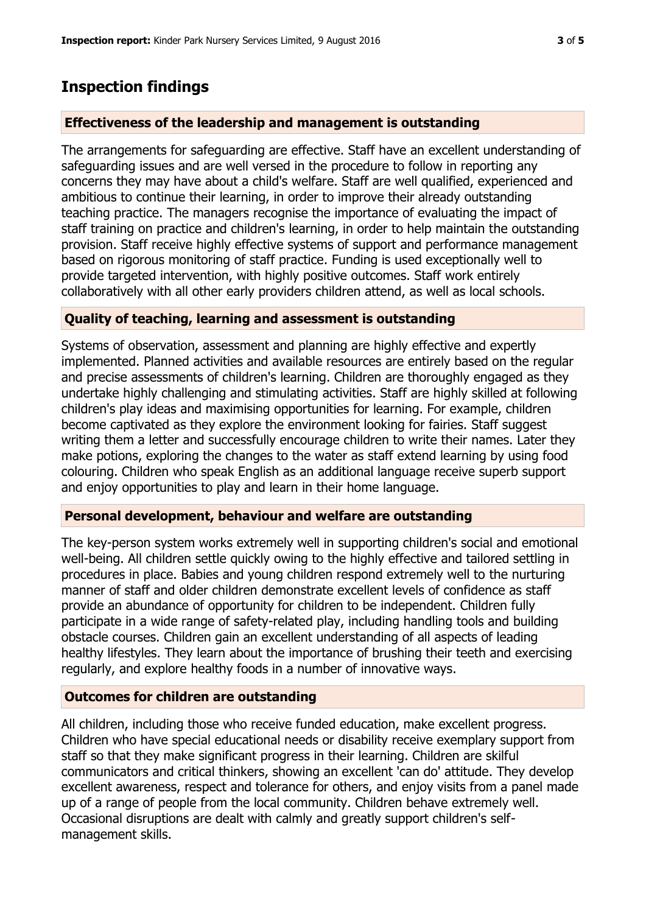## Inspection findings

### Effectiveness of the leadership and management is outstanding

The arrangements for safeguarding are effective. Staff have an excellent understanding of safeguarding issues and are well versed in the procedure to follow in reporting any concerns they may have about a child's welfare. Staff are well qualified, experienced and ambitious to continue their learning, in order to improve their already outstanding teaching practice. The managers recognise the importance of evaluating the impact of staff training on practice and children's learning, in order to help maintain the outstanding provision. Staff receive highly effective systems of support and performance management based on rigorous monitoring of staff practice. Funding is used exceptionally well to provide targeted intervention, with highly positive outcomes. Staff work entirely collaboratively with all other early providers children attend, as well as local schools.

### Quality of teaching, learning and assessment is outstanding

Systems of observation, assessment and planning are highly effective and expertly implemented. Planned activities and available resources are entirely based on the regular and precise assessments of children's learning. Children are thoroughly engaged as they undertake highly challenging and stimulating activities. Staff are highly skilled at following children's play ideas and maximising opportunities for learning. For example, children become captivated as they explore the environment looking for fairies. Staff suggest writing them a letter and successfully encourage children to write their names. Later they make potions, exploring the changes to the water as staff extend learning by using food colouring. Children who speak English as an additional language receive superb support and enjoy opportunities to play and learn in their home language.

### Personal development, behaviour and welfare are outstanding

The key-person system works extremely well in supporting children's social and emotional well-being. All children settle quickly owing to the highly effective and tailored settling in procedures in place. Babies and young children respond extremely well to the nurturing manner of staff and older children demonstrate excellent levels of confidence as staff provide an abundance of opportunity for children to be independent. Children fully participate in a wide range of safety-related play, including handling tools and building obstacle courses. Children gain an excellent understanding of all aspects of leading healthy lifestyles. They learn about the importance of brushing their teeth and exercising regularly, and explore healthy foods in a number of innovative ways.

### Outcomes for children are outstanding

All children, including those who receive funded education, make excellent progress. Children who have special educational needs or disability receive exemplary support from staff so that they make significant progress in their learning. Children are skilful communicators and critical thinkers, showing an excellent 'can do' attitude. They develop excellent awareness, respect and tolerance for others, and enjoy visits from a panel made up of a range of people from the local community. Children behave extremely well. Occasional disruptions are dealt with calmly and greatly support children's self-management skills.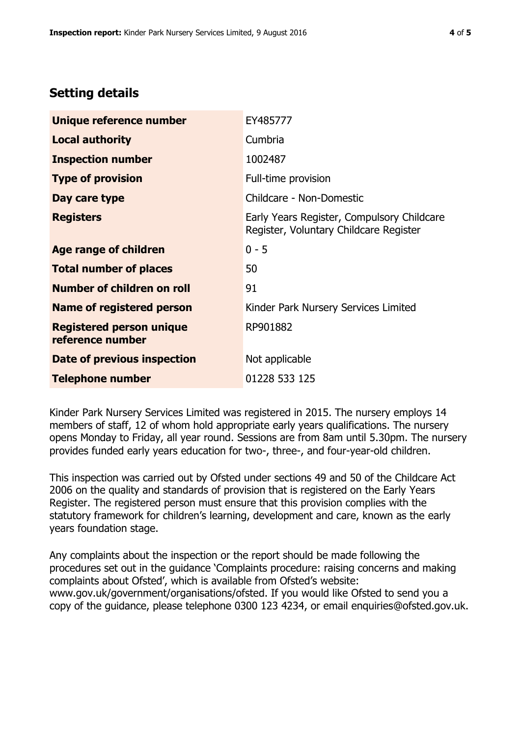## Setting details

| | |
|---|---|
| **Unique reference number** | EY485777 |
| **Local authority** | Cumbria |
| **Inspection number** | 1002487 |
| **Type of provision** | Full-time provision |
| **Day care type** | Childcare - Non-Domestic |
| **Registers** | Early Years Register, Compulsory Childcare Register, Voluntary Childcare Register |
| **Age range of children** | 0 - 5 |
| **Total number of places** | 50 |
| **Number of children on roll** | 91 |
| **Name of registered person** | Kinder Park Nursery Services Limited |
| **Registered person unique reference number** | RP901882 |
| **Date of previous inspection** | Not applicable |
| **Telephone number** | 01228 533 125 |

Kinder Park Nursery Services Limited was registered in 2015. The nursery employs 14 members of staff, 12 of whom hold appropriate early years qualifications. The nursery opens Monday to Friday, all year round. Sessions are from 8am until 5.30pm. The nursery provides funded early years education for two-, three-, and four-year-old children.

This inspection was carried out by Ofsted under sections 49 and 50 of the Childcare Act 2006 on the quality and standards of provision that is registered on the Early Years Register. The registered person must ensure that this provision complies with the statutory framework for children's learning, development and care, known as the early years foundation stage.

Any complaints about the inspection or the report should be made following the procedures set out in the guidance 'Complaints procedure: raising concerns and making complaints about Ofsted', which is available from Ofsted's website: www.gov.uk/government/organisations/ofsted. If you would like Ofsted to send you a copy of the guidance, please telephone 0300 123 4234, or email enquiries@ofsted.gov.uk.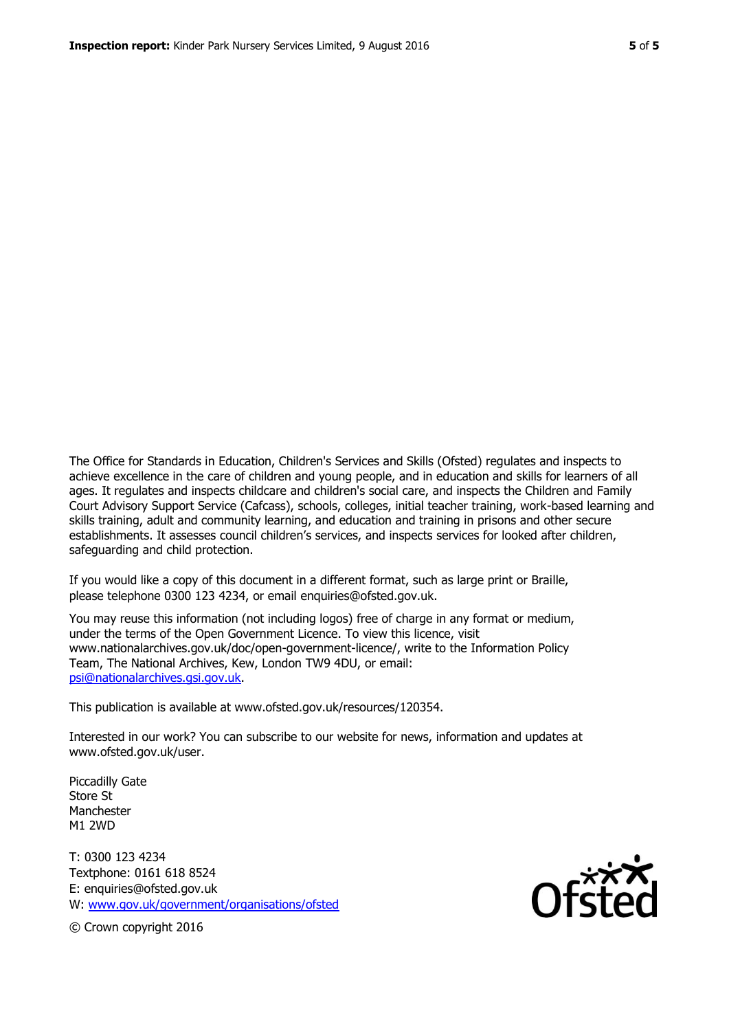The Office for Standards in Education, Children's Services and Skills (Ofsted) regulates and inspects to achieve excellence in the care of children and young people, and in education and skills for learners of all ages. It regulates and inspects childcare and children's social care, and inspects the Children and Family Court Advisory Support Service (Cafcass), schools, colleges, initial teacher training, work-based learning and skills training, adult and community learning, and education and training in prisons and other secure establishments. It assesses council children's services, and inspects services for looked after children, safeguarding and child protection.

If you would like a copy of this document in a different format, such as large print or Braille, please telephone 0300 123 4234, or email enquiries@ofsted.gov.uk.

You may reuse this information (not including logos) free of charge in any format or medium, under the terms of the Open Government Licence. To view this licence, visit www.nationalarchives.gov.uk/doc/open-government-licence/, write to the Information Policy Team, The National Archives, Kew, London TW9 4DU, or email: psi@nationalarchives.gsi.gov.uk.

This publication is available at www.ofsted.gov.uk/resources/120354.

Interested in our work? You can subscribe to our website for news, information and updates at www.ofsted.gov.uk/user.

Piccadilly Gate
Store St
Manchester
M1 2WD

T: 0300 123 4234
Textphone: 0161 618 8524
E: enquiries@ofsted.gov.uk
W: www.gov.uk/government/organisations/ofsted

© Crown copyright 2016

Ofsted